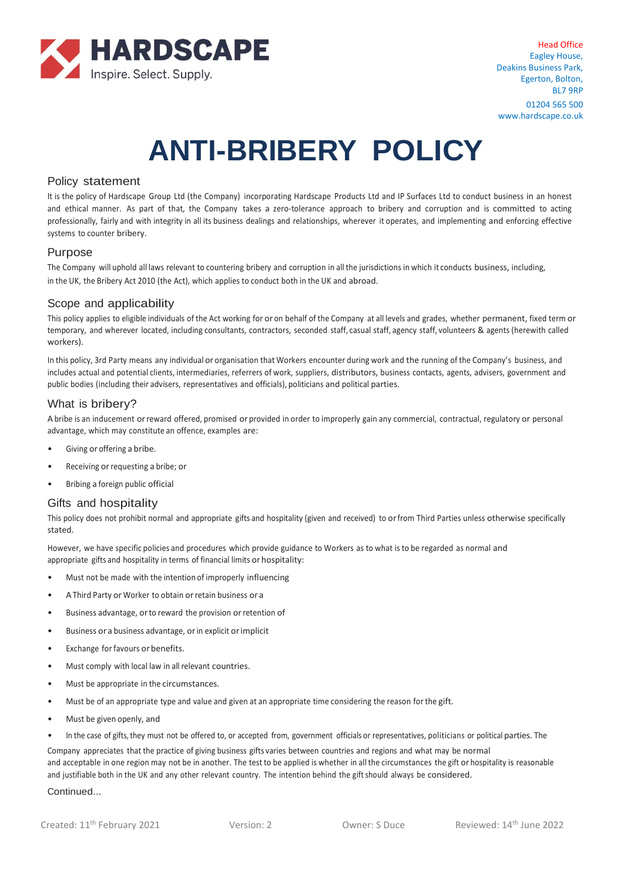HARDSCAPE

Inspire. Select. Supply.

Head Office
Eagley House,
Deakins Business Park,
Egerton, Bolton,
BL7 9RP

01204 565 500
www.hardscape.co.uk

# ANTI-BRIBERY POLICY

## Policy statement

It is the policy of Hardscape Group Ltd (the Company) incorporating Hardscape Products Ltd and IP Surfaces Ltd to conduct business in an honest and ethical manner. As part of that, the Company takes a zero-tolerance approach to bribery and corruption and is committed to acting professionally, fairly and with integrity in all its business dealings and relationships, wherever it operates, and implementing and enforcing effective systems to counter bribery.

## Purpose

The Company will uphold all laws relevant to countering bribery and corruption in all the jurisdictions in which it conducts business, including, in the UK, the Bribery Act 2010 (the Act), which applies to conduct both in the UK and abroad.

## Scope and applicability

This policy applies to eligible individuals of the Act working for or on behalf of the Company at all levels and grades, whether permanent, fixed term or temporary, and wherever located, including consultants, contractors, seconded staff, casual staff, agency staff, volunteers & agents (herewith called workers).

In this policy, 3rd Party means any individual or organisation that Workers encounter during work and the running of the Company's business, and includes actual and potential clients, intermediaries, referrers of work, suppliers, distributors, business contacts, agents, advisers, government and public bodies (including their advisers, representatives and officials), politicians and political parties.

## What is bribery?

A bribe is an inducement or reward offered, promised or provided in order to improperly gain any commercial, contractual, regulatory or personal advantage, which may constitute an offence, examples are:

- Giving or offering a bribe.
- Receiving or requesting a bribe; or
- Bribing a foreign public official

## Gifts and hospitality

This policy does not prohibit normal and appropriate gifts and hospitality (given and received) to or from Third Parties unless otherwise specifically stated.

However, we have specific policies and procedures which provide guidance to Workers as to what is to be regarded as normal and appropriate gifts and hospitality in terms of financial limits or hospitality:

- Must not be made with the intention of improperly influencing
- A Third Party or Worker to obtain or retain business or a
- Business advantage, or to reward the provision or retention of
- Business or a business advantage, or in explicit or implicit
- Exchange for favours or benefits.
- Must comply with local law in all relevant countries.
- Must be appropriate in the circumstances.
- Must be of an appropriate type and value and given at an appropriate time considering the reason for the gift.
- Must be given openly, and
- In the case of gifts, they must not be offered to, or accepted from, government officials or representatives, politicians or political parties. The

Company appreciates that the practice of giving business gifts varies between countries and regions and what may be normal and acceptable in one region may not be in another. The test to be applied is whether in all the circumstances the gift or hospitality is reasonable and justifiable both in the UK and any other relevant country. The intention behind the gift should always be considered.

Continued...

Created: 11th February 2021 | Version: 2 | Owner: S Duce | Reviewed: 14th June 2022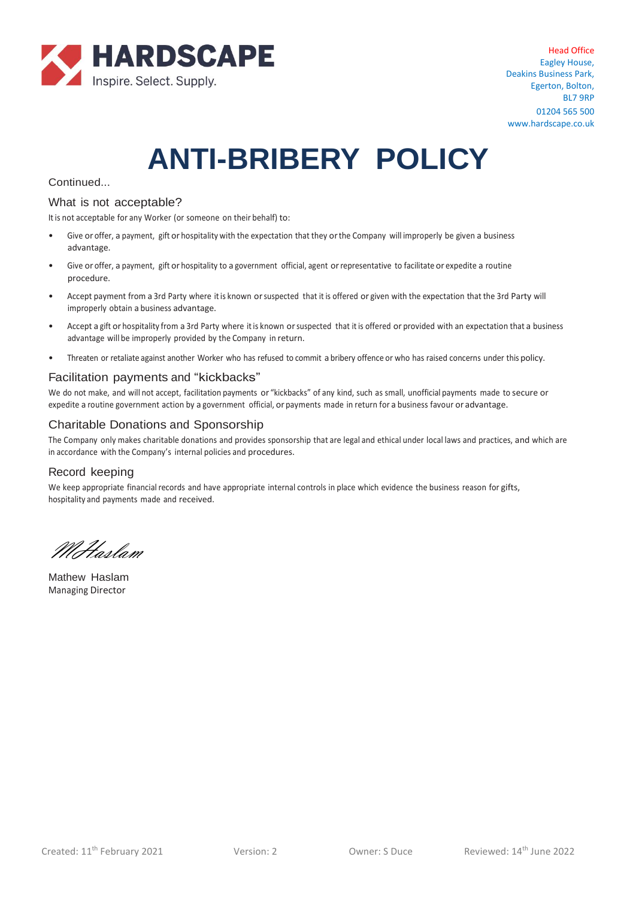# ANTI-BRIBERY POLICY

Continued...

## What is not acceptable?

It is not acceptable for any Worker (or someone on their behalf) to:

- Give or offer, a payment, gift or hospitality with the expectation that they or the Company will improperly be given a business advantage.
- Give or offer, a payment, gift or hospitality to a government official, agent or representative to facilitate or expedite a routine procedure.
- Accept payment from a 3rd Party where it is known or suspected that it is offered or given with the expectation that the 3rd Party will improperly obtain a business advantage.
- Accept a gift or hospitality from a 3rd Party where it is known or suspected that it is offered or provided with an expectation that a business advantage will be improperly provided by the Company in return.
- Threaten or retaliate against another Worker who has refused to commit a bribery offence or who has raised concerns under this policy.

## Facilitation payments and "kickbacks"

We do not make, and will not accept, facilitation payments or "kickbacks" of any kind, such as small, unofficial payments made to secure or expedite a routine government action by a government official, or payments made in return for a business favour or advantage.

## Charitable Donations and Sponsorship

The Company only makes charitable donations and provides sponsorship that are legal and ethical under local laws and practices, and which are in accordance with the Company's internal policies and procedures.

## Record keeping

We keep appropriate financial records and have appropriate internal controls in place which evidence the business reason for gifts, hospitality and payments made and received.

M Haslam

Mathew Haslam
Managing Director

Created: 11th February 2021 | Version: 2 | Owner: S Duce | Reviewed: 14th June 2022